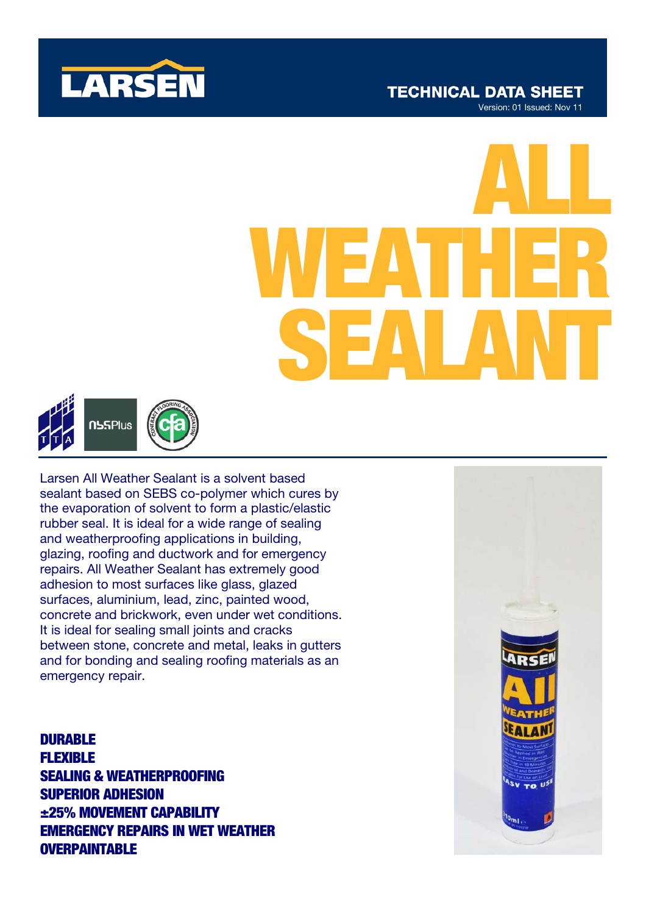# LARSEN

## TECHNICAL DATA SHEET

Version: 01 Issued: Nov 11

# ALL WEATHER SEALANT

Larsen All Weather Sealant is a solvent based sealant based on SEBS co-polymer which cures by the evaporation of solvent to form a plastic/elastic rubber seal. It is ideal for a wide range of sealing and weatherproofing applications in building, glazing, roofing and ductwork and for emergency repairs. All Weather Sealant has extremely good adhesion to most surfaces like glass, glazed surfaces, aluminium, lead, zinc, painted wood, concrete and brickwork, even under wet conditions. It is ideal for sealing small joints and cracks between stone, concrete and metal, leaks in gutters and for bonding and sealing roofing materials as an emergency repair.

**DURABLE**
**FLEXIBLE**
**SEALING & WEATHERPROOFING**
**SUPERIOR ADHESION**
**±25% MOVEMENT CAPABILITY**
**EMERGENCY REPAIRS IN WET WEATHER**
**OVERPAINTABLE**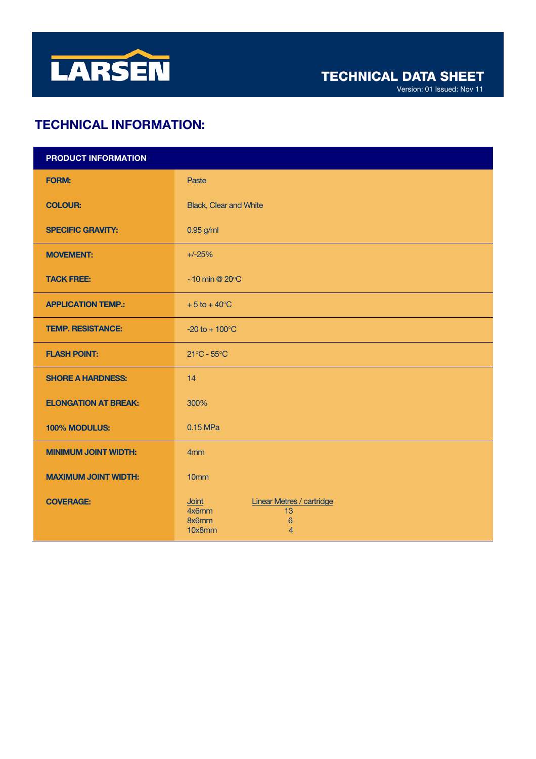# TECHNICAL DATA SHEET

Version: 01 Issued: Nov 11

## TECHNICAL INFORMATION:

| PRODUCT INFORMATION | |
|---|---|
| **FORM:** | Paste |
| **COLOUR:** | Black, Clear and White |
| **SPECIFIC GRAVITY:** | 0.95 g/ml |
| **MOVEMENT:** | +/-25% |
| **TACK FREE:** | ~10 min @ 20°C |
| **APPLICATION TEMP.:** | + 5 to + 40°C |
| **TEMP. RESISTANCE:** | -20 to + 100°C |
| **FLASH POINT:** | 21°C - 55°C |
| **SHORE A HARDNESS:** | 14 |
| **ELONGATION AT BREAK:** | 300% |
| **100% MODULUS:** | 0.15 MPa |
| **MINIMUM JOINT WIDTH:** | 4mm |
| **MAXIMUM JOINT WIDTH:** | 10mm |
| **COVERAGE:** | Joint / Linear Metres / cartridge: 4x6mm – 13; 8x6mm – 6; 10x8mm – 4 |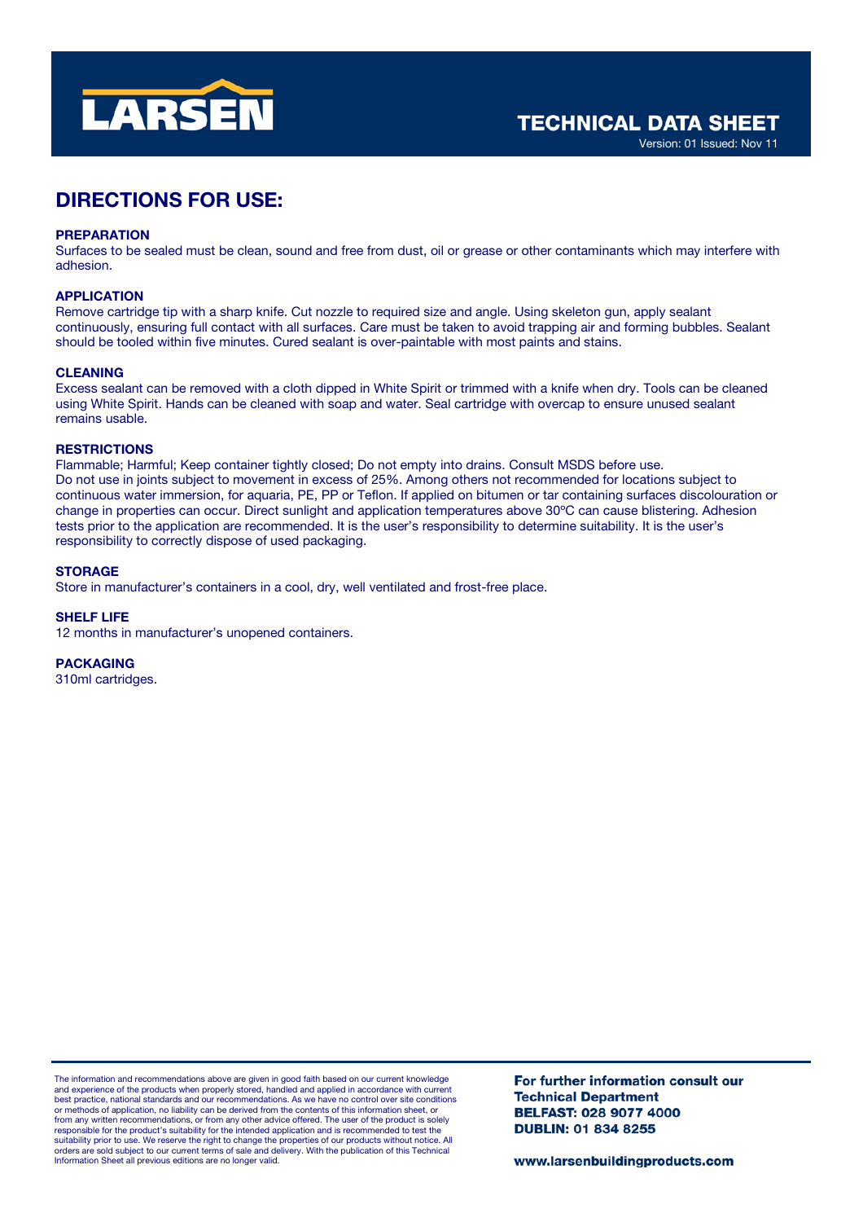# DIRECTIONS FOR USE:

### PREPARATION

Surfaces to be sealed must be clean, sound and free from dust, oil or grease or other contaminants which may interfere with adhesion.

### APPLICATION

Remove cartridge tip with a sharp knife. Cut nozzle to required size and angle. Using skeleton gun, apply sealant continuously, ensuring full contact with all surfaces. Care must be taken to avoid trapping air and forming bubbles. Sealant should be tooled within five minutes. Cured sealant is over-paintable with most paints and stains.

### CLEANING

Excess sealant can be removed with a cloth dipped in White Spirit or trimmed with a knife when dry. Tools can be cleaned using White Spirit. Hands can be cleaned with soap and water. Seal cartridge with overcap to ensure unused sealant remains usable.

### RESTRICTIONS

Flammable; Harmful; Keep container tightly closed; Do not empty into drains. Consult MSDS before use.
Do not use in joints subject to movement in excess of 25%. Among others not recommended for locations subject to continuous water immersion, for aquaria, PE, PP or Teflon. If applied on bitumen or tar containing surfaces discolouration or change in properties can occur. Direct sunlight and application temperatures above 30ºC can cause blistering. Adhesion tests prior to the application are recommended. It is the user's responsibility to determine suitability. It is the user's responsibility to correctly dispose of used packaging.

### STORAGE

Store in manufacturer's containers in a cool, dry, well ventilated and frost-free place.

### SHELF LIFE

12 months in manufacturer's unopened containers.

### PACKAGING

310ml cartridges.

The information and recommendations above are given in good faith based on our current knowledge and experience of the products when properly stored, handled and applied in accordance with current best practice, national standards and our recommendations. As we have no control over site conditions or methods of application, no liability can be derived from the contents of this information sheet, or from any written recommendations, or from any other advice offered. The user of the product is solely responsible for the product's suitability for the intended application and is recommended to test the suitability prior to use. We reserve the right to change the properties of our products without notice. All orders are sold subject to our current terms of sale and delivery. With the publication of this Technical Information Sheet all previous editions are no longer valid.

**For further information consult our Technical Department**
**BELFAST: 028 9077 4000**
**DUBLIN: 01 834 8255**

**www.larsenbuildingproducts.com**